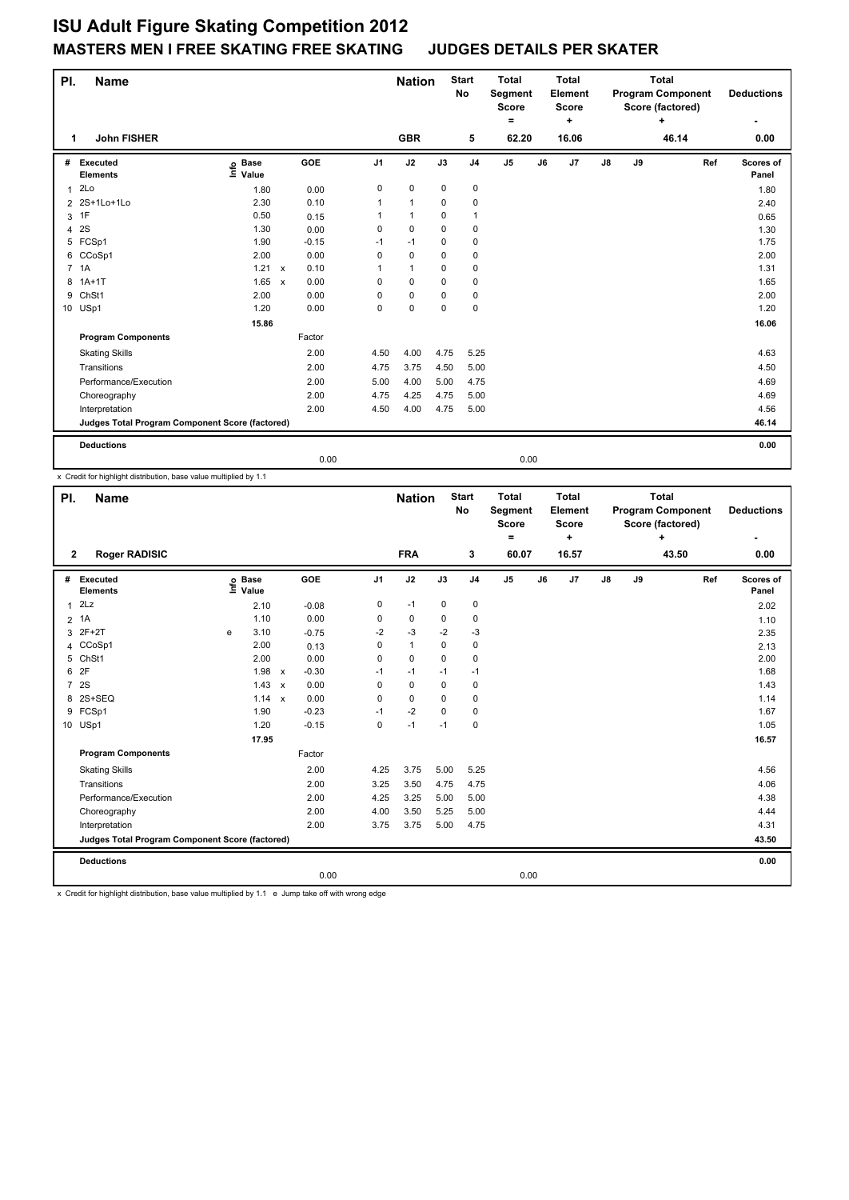# ISU Adult Figure Skating Competition 2012

## MASTERS MEN I FREE SKATING FREE SKATING JUDGES DETAILS PER SKATER

| Pl. | Name | Nation | Start No | Total Segment Score = | Total Element Score + | Total Program Component Score (factored) + | Deductions - |
|---|---|---|---|---|---|---|---|
| 1 | John FISHER | GBR | 5 | 62.20 | 16.06 | 46.14 | 0.00 |

| # | Executed Elements | Info | Base Value | | GOE | J1 | J2 | J3 | J4 | J5 | J6 | J7 | J8 | J9 | Ref | Scores of Panel |
|---|---|---|---|---|---|---|---|---|---|---|---|---|---|---|---|---|
| 1 | 2Lo | | 1.80 | | 0.00 | 0 | 0 | 0 | 0 | | | | | | | 1.80 |
| 2 | 2S+1Lo+1Lo | | 2.30 | | 0.10 | 1 | 1 | 0 | 0 | | | | | | | 2.40 |
| 3 | 1F | | 0.50 | | 0.15 | 1 | 1 | 0 | 1 | | | | | | | 0.65 |
| 4 | 2S | | 1.30 | | 0.00 | 0 | 0 | 0 | 0 | | | | | | | 1.30 |
| 5 | FCSp1 | | 1.90 | | -0.15 | -1 | -1 | 0 | 0 | | | | | | | 1.75 |
| 6 | CCoSp1 | | 2.00 | | 0.00 | 0 | 0 | 0 | 0 | | | | | | | 2.00 |
| 7 | 1A | | 1.21 | x | 0.10 | 1 | 1 | 0 | 0 | | | | | | | 1.31 |
| 8 | 1A+1T | | 1.65 | x | 0.00 | 0 | 0 | 0 | 0 | | | | | | | 1.65 |
| 9 | ChSt1 | | 2.00 | | 0.00 | 0 | 0 | 0 | 0 | | | | | | | 2.00 |
| 10 | USp1 | | 1.20 | | 0.00 | 0 | 0 | 0 | 0 | | | | | | | 1.20 |
| | | | 15.86 | | | | | | | | | | | | | 16.06 |
| | **Program Components** | | | | Factor | | | | | | | | | | | |
| | Skating Skills | | | | 2.00 | 4.50 | 4.00 | 4.75 | 5.25 | | | | | | | 4.63 |
| | Transitions | | | | 2.00 | 4.75 | 3.75 | 4.50 | 5.00 | | | | | | | 4.50 |
| | Performance/Execution | | | | 2.00 | 5.00 | 4.00 | 5.00 | 4.75 | | | | | | | 4.69 |
| | Choreography | | | | 2.00 | 4.75 | 4.25 | 4.75 | 5.00 | | | | | | | 4.69 |
| | Interpretation | | | | 2.00 | 4.50 | 4.00 | 4.75 | 5.00 | | | | | | | 4.56 |
| | **Judges Total Program Component Score (factored)** | | | | | | | | | | | | | | | 46.14 |
| | **Deductions** | | | | | | | | | | | | | | | 0.00 |
| | | | | | 0.00 | | | | | 0.00 | | | | | | |

x Credit for highlight distribution, base value multiplied by 1.1

| Pl. | Name | Nation | Start No | Total Segment Score = | Total Element Score + | Total Program Component Score (factored) + | Deductions - |
|---|---|---|---|---|---|---|---|
| 2 | Roger RADISIC | FRA | 3 | 60.07 | 16.57 | 43.50 | 0.00 |

| # | Executed Elements | Info | Base Value | | GOE | J1 | J2 | J3 | J4 | J5 | J6 | J7 | J8 | J9 | Ref | Scores of Panel |
|---|---|---|---|---|---|---|---|---|---|---|---|---|---|---|---|---|
| 1 | 2Lz | | 2.10 | | -0.08 | 0 | -1 | 0 | 0 | | | | | | | 2.02 |
| 2 | 1A | | 1.10 | | 0.00 | 0 | 0 | 0 | 0 | | | | | | | 1.10 |
| 3 | 2F+2T | e | 3.10 | | -0.75 | -2 | -3 | -2 | -3 | | | | | | | 2.35 |
| 4 | CCoSp1 | | 2.00 | | 0.13 | 0 | 1 | 0 | 0 | | | | | | | 2.13 |
| 5 | ChSt1 | | 2.00 | | 0.00 | 0 | 0 | 0 | 0 | | | | | | | 2.00 |
| 6 | 2F | | 1.98 | x | -0.30 | -1 | -1 | -1 | -1 | | | | | | | 1.68 |
| 7 | 2S | | 1.43 | x | 0.00 | 0 | 0 | 0 | 0 | | | | | | | 1.43 |
| 8 | 2S+SEQ | | 1.14 | x | 0.00 | 0 | 0 | 0 | 0 | | | | | | | 1.14 |
| 9 | FCSp1 | | 1.90 | | -0.23 | -1 | -2 | 0 | 0 | | | | | | | 1.67 |
| 10 | USp1 | | 1.20 | | -0.15 | 0 | -1 | -1 | 0 | | | | | | | 1.05 |
| | | | 17.95 | | | | | | | | | | | | | 16.57 |
| | **Program Components** | | | | Factor | | | | | | | | | | | |
| | Skating Skills | | | | 2.00 | 4.25 | 3.75 | 5.00 | 5.25 | | | | | | | 4.56 |
| | Transitions | | | | 2.00 | 3.25 | 3.50 | 4.75 | 4.75 | | | | | | | 4.06 |
| | Performance/Execution | | | | 2.00 | 4.25 | 3.25 | 5.00 | 5.00 | | | | | | | 4.38 |
| | Choreography | | | | 2.00 | 4.00 | 3.50 | 5.25 | 5.00 | | | | | | | 4.44 |
| | Interpretation | | | | 2.00 | 3.75 | 3.75 | 5.00 | 4.75 | | | | | | | 4.31 |
| | **Judges Total Program Component Score (factored)** | | | | | | | | | | | | | | | 43.50 |
| | **Deductions** | | | | | | | | | | | | | | | 0.00 |
| | | | | | 0.00 | | | | | 0.00 | | | | | | |

x Credit for highlight distribution, base value multiplied by 1.1 e Jump take off with wrong edge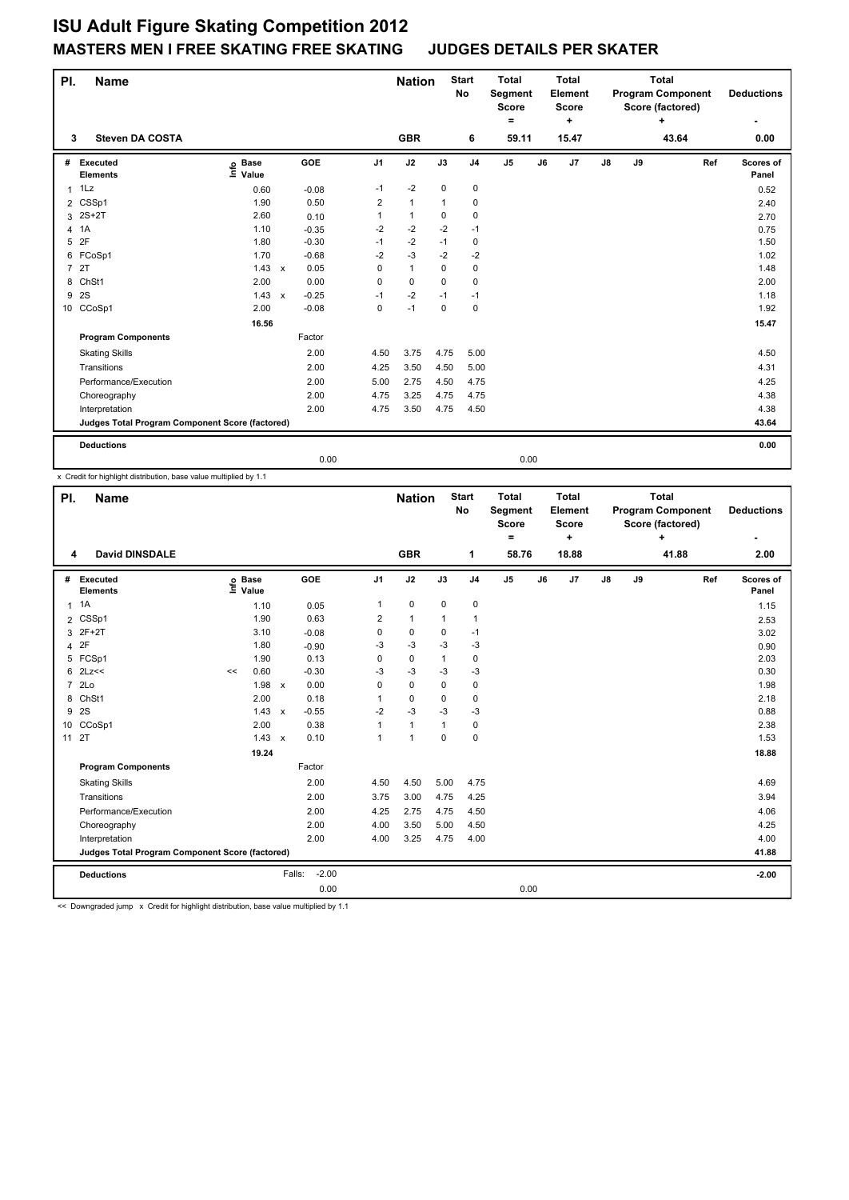# ISU Adult Figure Skating Competition 2012

## MASTERS MEN I FREE SKATING FREE SKATING JUDGES DETAILS PER SKATER

| Pl. | Name | Nation | Start No | Total Segment Score = | Total Element Score + | Total Program Component Score (factored) + | Deductions - |
|---|---|---|---|---|---|---|---|
| 3 | Steven DA COSTA | GBR | 6 | 59.11 | 15.47 | 43.64 | 0.00 |

| # | Executed Elements | Info | Base Value | | GOE | J1 | J2 | J3 | J4 | J5 | J6 | J7 | J8 | J9 | Ref | Scores of Panel |
|---|---|---|---|---|---|---|---|---|---|---|---|---|---|---|---|---|
| 1 | 1Lz | | 0.60 | | -0.08 | -1 | -2 | 0 | 0 | | | | | | | 0.52 |
| 2 | CSSp1 | | 1.90 | | 0.50 | 2 | 1 | 1 | 0 | | | | | | | 2.40 |
| 3 | 2S+2T | | 2.60 | | 0.10 | 1 | 1 | 0 | 0 | | | | | | | 2.70 |
| 4 | 1A | | 1.10 | | -0.35 | -2 | -2 | -2 | -1 | | | | | | | 0.75 |
| 5 | 2F | | 1.80 | | -0.30 | -1 | -2 | -1 | 0 | | | | | | | 1.50 |
| 6 | FCoSp1 | | 1.70 | | -0.68 | -2 | -3 | -2 | -2 | | | | | | | 1.02 |
| 7 | 2T | | 1.43 | x | 0.05 | 0 | 1 | 0 | 0 | | | | | | | 1.48 |
| 8 | ChSt1 | | 2.00 | | 0.00 | 0 | 0 | 0 | 0 | | | | | | | 2.00 |
| 9 | 2S | | 1.43 | x | -0.25 | -1 | -2 | -1 | -1 | | | | | | | 1.18 |
| 10 | CCoSp1 | | 2.00 | | -0.08 | 0 | -1 | 0 | 0 | | | | | | | 1.92 |
| | | | 16.56 | | | | | | | | | | | | | 15.47 |

| Program Components | Factor | J1 | J2 | J3 | J4 | J5 | J6 | J7 | J8 | J9 | Ref | Scores of Panel |
|---|---|---|---|---|---|---|---|---|---|---|---|---|
| Skating Skills | 2.00 | 4.50 | 3.75 | 4.75 | 5.00 | | | | | | | 4.50 |
| Transitions | 2.00 | 4.25 | 3.50 | 4.50 | 5.00 | | | | | | | 4.31 |
| Performance/Execution | 2.00 | 5.00 | 2.75 | 4.50 | 4.75 | | | | | | | 4.25 |
| Choreography | 2.00 | 4.75 | 3.25 | 4.75 | 4.75 | | | | | | | 4.38 |
| Interpretation | 2.00 | 4.75 | 3.50 | 4.75 | 4.50 | | | | | | | 4.38 |
| Judges Total Program Component Score (factored) | | | | | | | | | | | | 43.64 |

| Deductions | | | | 0.00 |
|---|---|---|---|---|
| | 0.00 | | 0.00 | |

x Credit for highlight distribution, base value multiplied by 1.1

| Pl. | Name | Nation | Start No | Total Segment Score = | Total Element Score + | Total Program Component Score (factored) + | Deductions - |
|---|---|---|---|---|---|---|---|
| 4 | David DINSDALE | GBR | 1 | 58.76 | 18.88 | 41.88 | 2.00 |

| # | Executed Elements | Info | Base Value | | GOE | J1 | J2 | J3 | J4 | J5 | J6 | J7 | J8 | J9 | Ref | Scores of Panel |
|---|---|---|---|---|---|---|---|---|---|---|---|---|---|---|---|---|
| 1 | 1A | | 1.10 | | 0.05 | 1 | 0 | 0 | 0 | | | | | | | 1.15 |
| 2 | CSSp1 | | 1.90 | | 0.63 | 2 | 1 | 1 | 1 | | | | | | | 2.53 |
| 3 | 2F+2T | | 3.10 | | -0.08 | 0 | 0 | 0 | -1 | | | | | | | 3.02 |
| 4 | 2F | | 1.80 | | -0.90 | -3 | -3 | -3 | -3 | | | | | | | 0.90 |
| 5 | FCSp1 | | 1.90 | | 0.13 | 0 | 0 | 1 | 0 | | | | | | | 2.03 |
| 6 | 2Lz<< | << | 0.60 | | -0.30 | -3 | -3 | -3 | -3 | | | | | | | 0.30 |
| 7 | 2Lo | | 1.98 | x | 0.00 | 0 | 0 | 0 | 0 | | | | | | | 1.98 |
| 8 | ChSt1 | | 2.00 | | 0.18 | 1 | 0 | 0 | 0 | | | | | | | 2.18 |
| 9 | 2S | | 1.43 | x | -0.55 | -2 | -3 | -3 | -3 | | | | | | | 0.88 |
| 10 | CCoSp1 | | 2.00 | | 0.38 | 1 | 1 | 1 | 0 | | | | | | | 2.38 |
| 11 | 2T | | 1.43 | x | 0.10 | 1 | 1 | 0 | 0 | | | | | | | 1.53 |
| | | | 19.24 | | | | | | | | | | | | | 18.88 |

| Program Components | Factor | J1 | J2 | J3 | J4 | J5 | J6 | J7 | J8 | J9 | Ref | Scores of Panel |
|---|---|---|---|---|---|---|---|---|---|---|---|---|
| Skating Skills | 2.00 | 4.50 | 4.50 | 5.00 | 4.75 | | | | | | | 4.69 |
| Transitions | 2.00 | 3.75 | 3.00 | 4.75 | 4.25 | | | | | | | 3.94 |
| Performance/Execution | 2.00 | 4.25 | 2.75 | 4.75 | 4.50 | | | | | | | 4.06 |
| Choreography | 2.00 | 4.00 | 3.50 | 5.00 | 4.50 | | | | | | | 4.25 |
| Interpretation | 2.00 | 4.00 | 3.25 | 4.75 | 4.00 | | | | | | | 4.00 |
| Judges Total Program Component Score (factored) | | | | | | | | | | | | 41.88 |

| Deductions | Falls: | -2.00 | | -2.00 |
|---|---|---|---|---|
| | | 0.00 | 0.00 | |

<< Downgraded jump x Credit for highlight distribution, base value multiplied by 1.1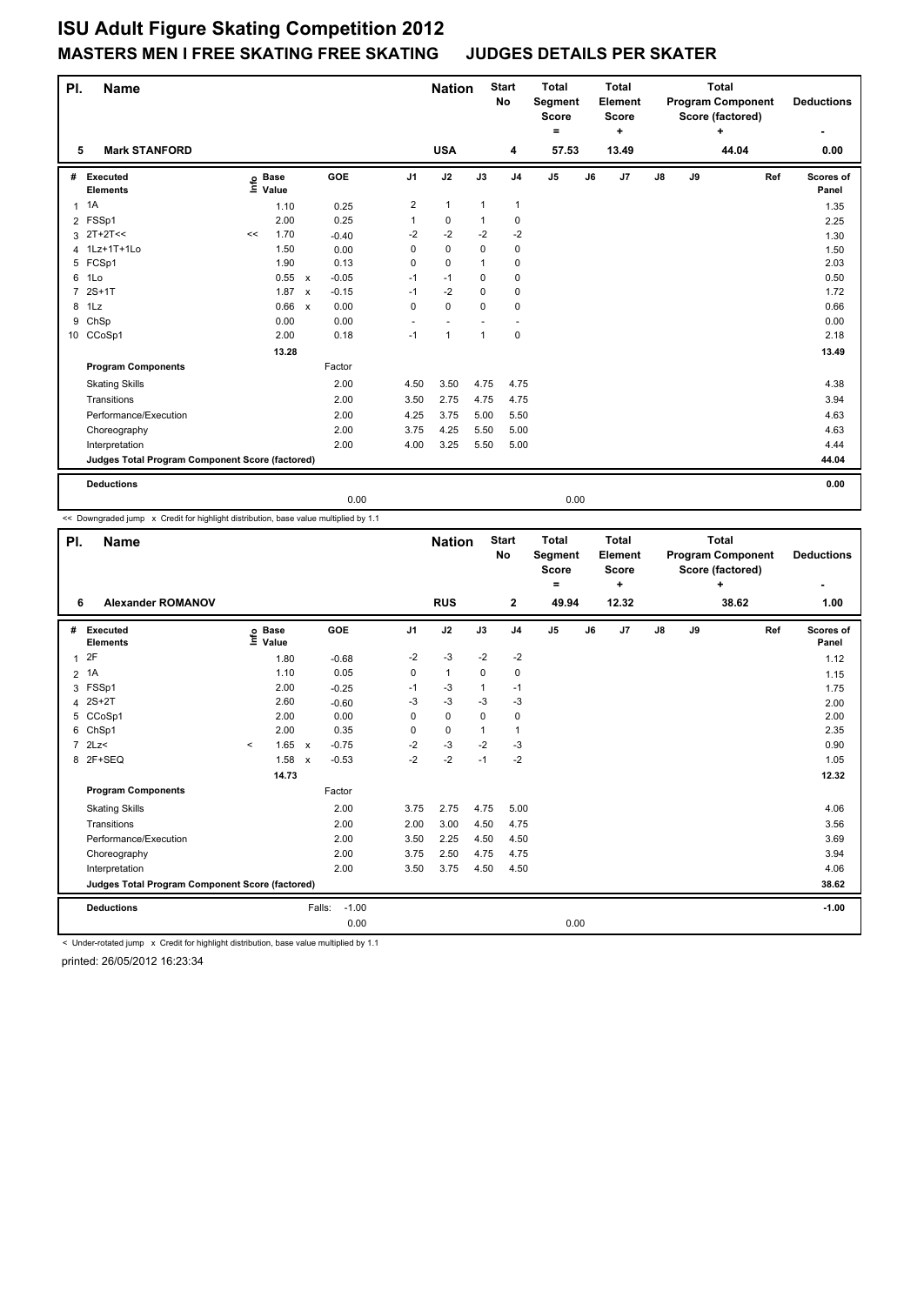# ISU Adult Figure Skating Competition 2012

## MASTERS MEN I FREE SKATING FREE SKATING JUDGES DETAILS PER SKATER

| Pl. | Name | Nation | Start No | Total Segment Score = | Total Element Score + | Total Program Component Score (factored) + | Deductions - |
|---|---|---|---|---|---|---|---|
| 5 | Mark STANFORD | USA | 4 | 57.53 | 13.49 | 44.04 | 0.00 |

| # | Executed Elements | Info | Base Value | | GOE | J1 | J2 | J3 | J4 | J5 | J6 | J7 | J8 | J9 | Ref | Scores of Panel |
|---|---|---|---|---|---|---|---|---|---|---|---|---|---|---|---|---|
| 1 | 1A | | 1.10 | | 0.25 | 2 | 1 | 1 | 1 | | | | | | | 1.35 |
| 2 | FSSp1 | | 2.00 | | 0.25 | 1 | 0 | 1 | 0 | | | | | | | 2.25 |
| 3 | 2T+2T<< | << | 1.70 | | -0.40 | -2 | -2 | -2 | -2 | | | | | | | 1.30 |
| 4 | 1Lz+1T+1Lo | | 1.50 | | 0.00 | 0 | 0 | 0 | 0 | | | | | | | 1.50 |
| 5 | FCSp1 | | 1.90 | | 0.13 | 0 | 0 | 1 | 0 | | | | | | | 2.03 |
| 6 | 1Lo | | 0.55 | x | -0.05 | -1 | -1 | 0 | 0 | | | | | | | 0.50 |
| 7 | 2S+1T | | 1.87 | x | -0.15 | -1 | -2 | 0 | 0 | | | | | | | 1.72 |
| 8 | 1Lz | | 0.66 | x | 0.00 | 0 | 0 | 0 | 0 | | | | | | | 0.66 |
| 9 | ChSp | | 0.00 | | 0.00 | - | - | - | - | | | | | | | 0.00 |
| 10 | CCoSp1 | | 2.00 | | 0.18 | -1 | 1 | 1 | 0 | | | | | | | 2.18 |
| | | | 13.28 | | | | | | | | | | | | | 13.49 |
| | **Program Components** | | | | Factor | | | | | | | | | | | |
| | Skating Skills | | | | 2.00 | 4.50 | 3.50 | 4.75 | 4.75 | | | | | | | 4.38 |
| | Transitions | | | | 2.00 | 3.50 | 2.75 | 4.75 | 4.75 | | | | | | | 3.94 |
| | Performance/Execution | | | | 2.00 | 4.25 | 3.75 | 5.00 | 5.50 | | | | | | | 4.63 |
| | Choreography | | | | 2.00 | 3.75 | 4.25 | 5.50 | 5.00 | | | | | | | 4.63 |
| | Interpretation | | | | 2.00 | 4.00 | 3.25 | 5.50 | 5.00 | | | | | | | 4.44 |
| | **Judges Total Program Component Score (factored)** | | | | | | | | | | | | | | | 44.04 |
| | **Deductions** | | | | | | | | | | | | | | | 0.00 |
| | | | | | 0.00 | | | | | 0.00 | | | | | | |

<< Downgraded jump x Credit for highlight distribution, base value multiplied by 1.1

| Pl. | Name | Nation | Start No | Total Segment Score = | Total Element Score + | Total Program Component Score (factored) + | Deductions - |
|---|---|---|---|---|---|---|---|
| 6 | Alexander ROMANOV | RUS | 2 | 49.94 | 12.32 | 38.62 | 1.00 |

| # | Executed Elements | Info | Base Value | | GOE | J1 | J2 | J3 | J4 | J5 | J6 | J7 | J8 | J9 | Ref | Scores of Panel |
|---|---|---|---|---|---|---|---|---|---|---|---|---|---|---|---|---|
| 1 | 2F | | 1.80 | | -0.68 | -2 | -3 | -2 | -2 | | | | | | | 1.12 |
| 2 | 1A | | 1.10 | | 0.05 | 0 | 1 | 0 | 0 | | | | | | | 1.15 |
| 3 | FSSp1 | | 2.00 | | -0.25 | -1 | -3 | 1 | -1 | | | | | | | 1.75 |
| 4 | 2S+2T | | 2.60 | | -0.60 | -3 | -3 | -3 | -3 | | | | | | | 2.00 |
| 5 | CCoSp1 | | 2.00 | | 0.00 | 0 | 0 | 0 | 0 | | | | | | | 2.00 |
| 6 | ChSp1 | | 2.00 | | 0.35 | 0 | 0 | 1 | 1 | | | | | | | 2.35 |
| 7 | 2Lz< | < | 1.65 | x | -0.75 | -2 | -3 | -2 | -3 | | | | | | | 0.90 |
| 8 | 2F+SEQ | | 1.58 | x | -0.53 | -2 | -2 | -1 | -2 | | | | | | | 1.05 |
| | | | 14.73 | | | | | | | | | | | | | 12.32 |
| | **Program Components** | | | | Factor | | | | | | | | | | | |
| | Skating Skills | | | | 2.00 | 3.75 | 2.75 | 4.75 | 5.00 | | | | | | | 4.06 |
| | Transitions | | | | 2.00 | 2.00 | 3.00 | 4.50 | 4.75 | | | | | | | 3.56 |
| | Performance/Execution | | | | 2.00 | 3.50 | 2.25 | 4.50 | 4.50 | | | | | | | 3.69 |
| | Choreography | | | | 2.00 | 3.75 | 2.50 | 4.75 | 4.75 | | | | | | | 3.94 |
| | Interpretation | | | | 2.00 | 3.50 | 3.75 | 4.50 | 4.50 | | | | | | | 4.06 |
| | **Judges Total Program Component Score (factored)** | | | | | | | | | | | | | | | 38.62 |
| | **Deductions** | | | Falls: | -1.00 | | | | | | | | | | | -1.00 |
| | | | | | 0.00 | | | | | 0.00 | | | | | | |

< Under-rotated jump x Credit for highlight distribution, base value multiplied by 1.1

printed: 26/05/2012 16:23:34